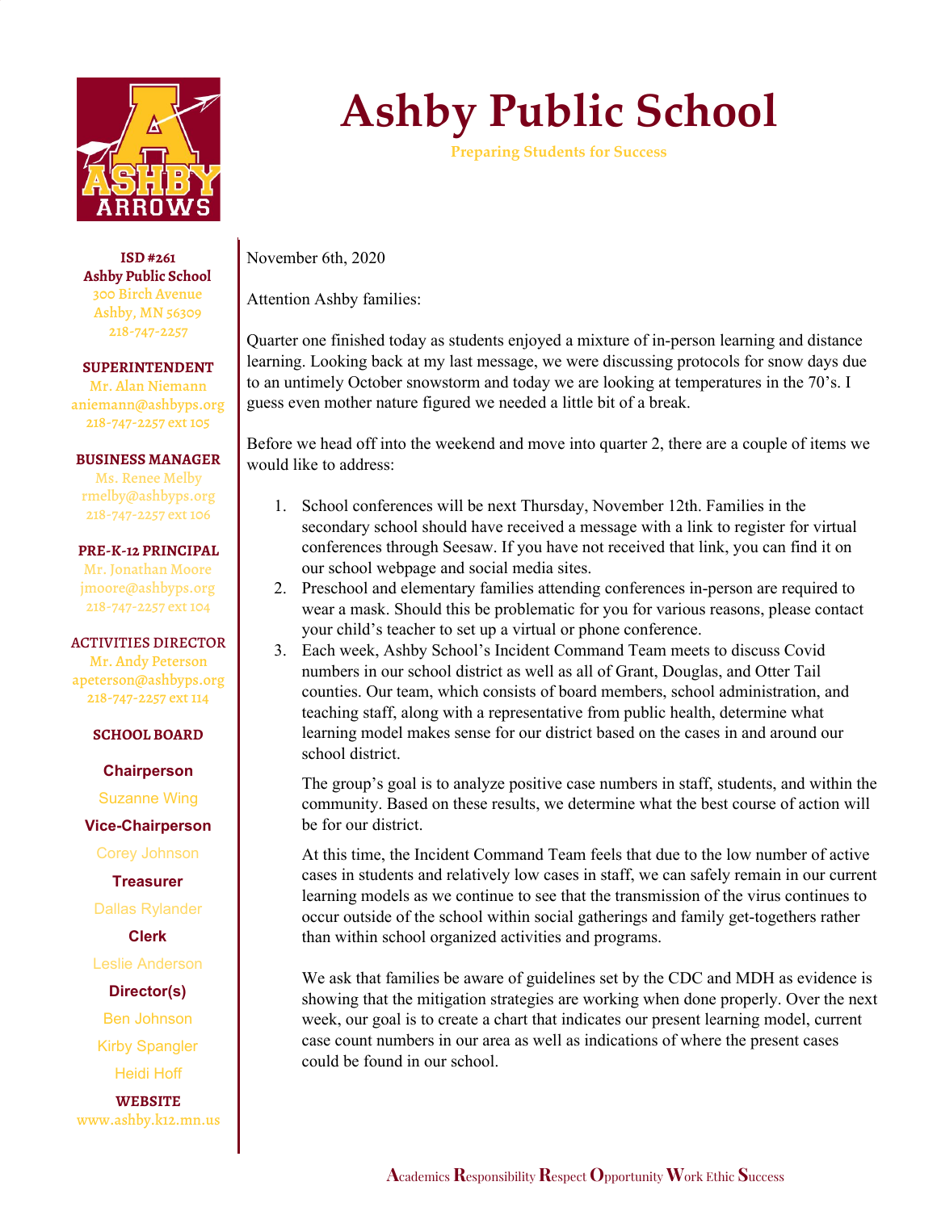# Ashby Public School

Preparing Students for Success

**ISD #261**
**Ashby Public School**
300 Birch Avenue
Ashby, MN 56309
218-747-2257

**SUPERINTENDENT**
Mr. Alan Niemann
aniemann@ashbyps.org
218-747-2257 ext 105

**BUSINESS MANAGER**
Ms. Renee Melby
rmelby@ashbyps.org
218-747-2257 ext 106

**PRE-K-12 PRINCIPAL**
Mr. Jonathan Moore
jmoore@ashbyps.org
218-747-2257 ext 104

**ACTIVITIES DIRECTOR**
Mr. Andy Peterson
apeterson@ashbyps.org
218-747-2257 ext 114

**SCHOOL BOARD**

**Chairperson**
Suzanne Wing

**Vice-Chairperson**
Corey Johnson

**Treasurer**
Dallas Rylander

**Clerk**
Leslie Anderson

**Director(s)**
Ben Johnson
Kirby Spangler
Heidi Hoff

**WEBSITE**
www.ashby.k12.mn.us

November 6th, 2020

Attention Ashby families:

Quarter one finished today as students enjoyed a mixture of in-person learning and distance learning. Looking back at my last message, we were discussing protocols for snow days due to an untimely October snowstorm and today we are looking at temperatures in the 70's. I guess even mother nature figured we needed a little bit of a break.

Before we head off into the weekend and move into quarter 2, there are a couple of items we would like to address:

1. School conferences will be next Thursday, November 12th. Families in the secondary school should have received a message with a link to register for virtual conferences through Seesaw. If you have not received that link, you can find it on our school webpage and social media sites.
2. Preschool and elementary families attending conferences in-person are required to wear a mask. Should this be problematic for you for various reasons, please contact your child's teacher to set up a virtual or phone conference.
3. Each week, Ashby School's Incident Command Team meets to discuss Covid numbers in our school district as well as all of Grant, Douglas, and Otter Tail counties. Our team, which consists of board members, school administration, and teaching staff, along with a representative from public health, determine what learning model makes sense for our district based on the cases in and around our school district.

   The group's goal is to analyze positive case numbers in staff, students, and within the community. Based on these results, we determine what the best course of action will be for our district.

   At this time, the Incident Command Team feels that due to the low number of active cases in students and relatively low cases in staff, we can safely remain in our current learning models as we continue to see that the transmission of the virus continues to occur outside of the school within social gatherings and family get-togethers rather than within school organized activities and programs.

   We ask that families be aware of guidelines set by the CDC and MDH as evidence is showing that the mitigation strategies are working when done properly. Over the next week, our goal is to create a chart that indicates our present learning model, current case count numbers in our area as well as indications of where the present cases could be found in our school.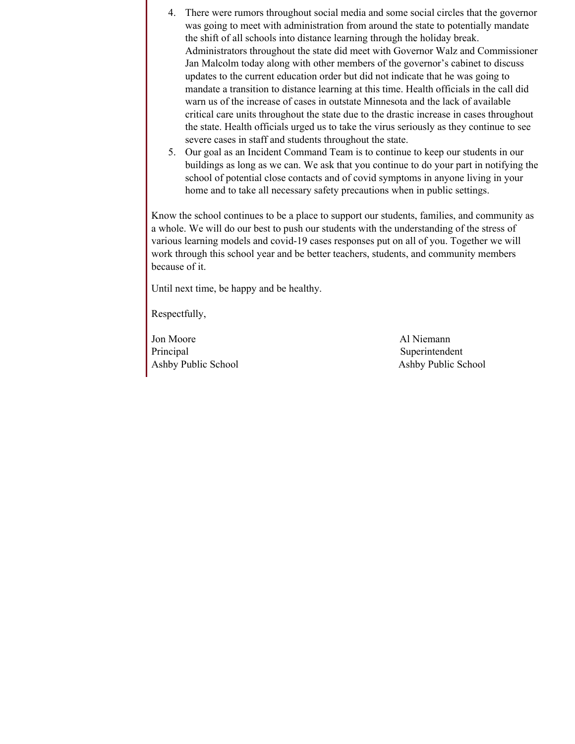4. There were rumors throughout social media and some social circles that the governor was going to meet with administration from around the state to potentially mandate the shift of all schools into distance learning through the holiday break. Administrators throughout the state did meet with Governor Walz and Commissioner Jan Malcolm today along with other members of the governor's cabinet to discuss updates to the current education order but did not indicate that he was going to mandate a transition to distance learning at this time. Health officials in the call did warn us of the increase of cases in outstate Minnesota and the lack of available critical care units throughout the state due to the drastic increase in cases throughout the state. Health officials urged us to take the virus seriously as they continue to see severe cases in staff and students throughout the state.
5. Our goal as an Incident Command Team is to continue to keep our students in our buildings as long as we can. We ask that you continue to do your part in notifying the school of potential close contacts and of covid symptoms in anyone living in your home and to take all necessary safety precautions when in public settings.

Know the school continues to be a place to support our students, families, and community as a whole. We will do our best to push our students with the understanding of the stress of various learning models and covid-19 cases responses put on all of you. Together we will work through this school year and be better teachers, students, and community members because of it.

Until next time, be happy and be healthy.

Respectfully,

Jon Moore
Principal
Ashby Public School

Al Niemann
Superintendent
Ashby Public School